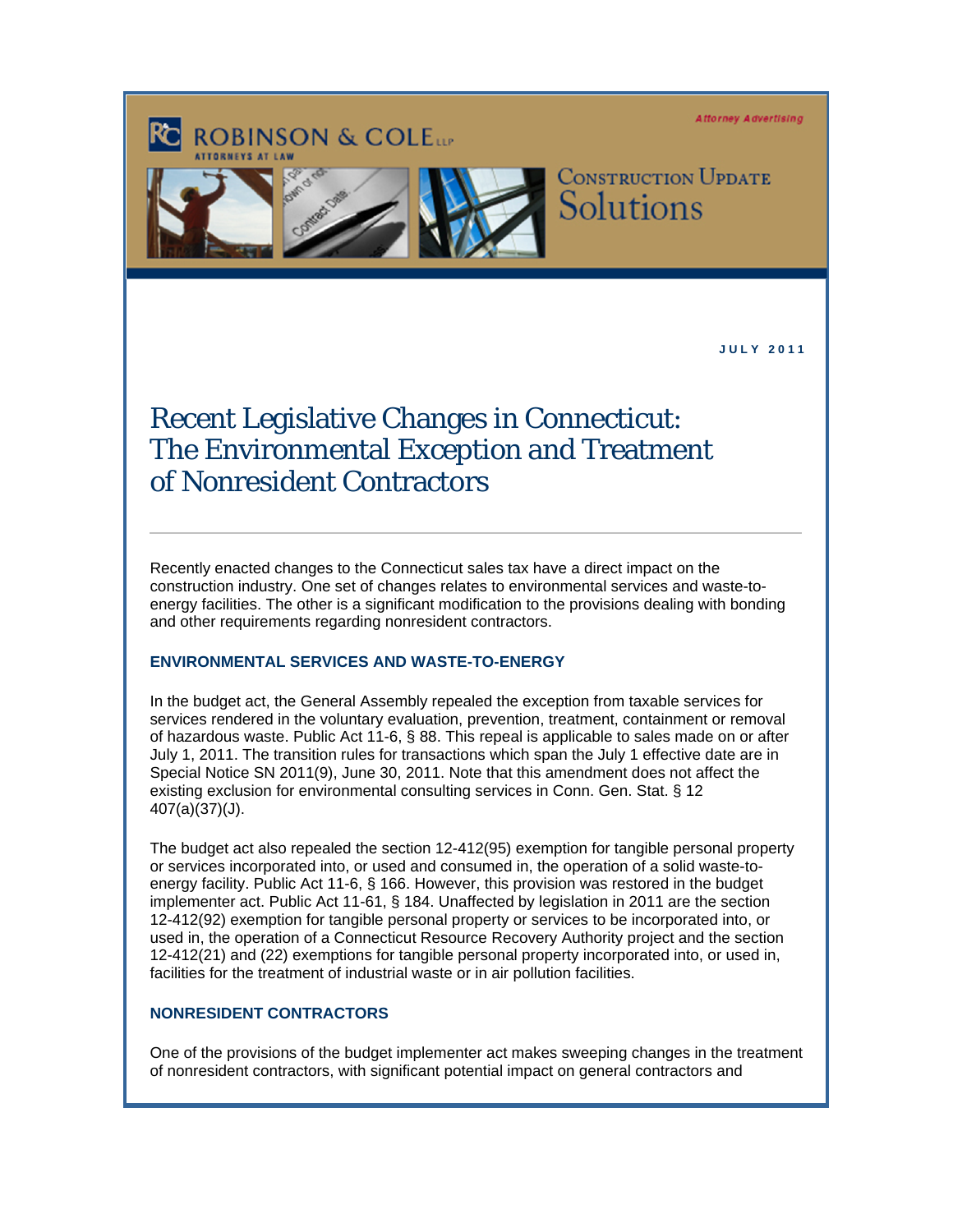Attorney Advertising

ROBINSON & COLE LLP
ATTORNEYS AT LAW

CONSTRUCTION UPDATE
Solutions

JULY 2011

# Recent Legislative Changes in Connecticut: The Environmental Exception and Treatment of Nonresident Contractors

Recently enacted changes to the Connecticut sales tax have a direct impact on the construction industry. One set of changes relates to environmental services and waste-to-energy facilities. The other is a significant modification to the provisions dealing with bonding and other requirements regarding nonresident contractors.

### ENVIRONMENTAL SERVICES AND WASTE-TO-ENERGY

In the budget act, the General Assembly repealed the exception from taxable services for services rendered in the voluntary evaluation, prevention, treatment, containment or removal of hazardous waste. Public Act 11-6, § 88. This repeal is applicable to sales made on or after July 1, 2011. The transition rules for transactions which span the July 1 effective date are in Special Notice SN 2011(9), June 30, 2011. Note that this amendment does not affect the existing exclusion for environmental consulting services in Conn. Gen. Stat. § 12 407(a)(37)(J).

The budget act also repealed the section 12-412(95) exemption for tangible personal property or services incorporated into, or used and consumed in, the operation of a solid waste-to-energy facility. Public Act 11-6, § 166. However, this provision was restored in the budget implementer act. Public Act 11-61, § 184. Unaffected by legislation in 2011 are the section 12-412(92) exemption for tangible personal property or services to be incorporated into, or used in, the operation of a Connecticut Resource Recovery Authority project and the section 12-412(21) and (22) exemptions for tangible personal property incorporated into, or used in, facilities for the treatment of industrial waste or in air pollution facilities.

### NONRESIDENT CONTRACTORS

One of the provisions of the budget implementer act makes sweeping changes in the treatment of nonresident contractors, with significant potential impact on general contractors and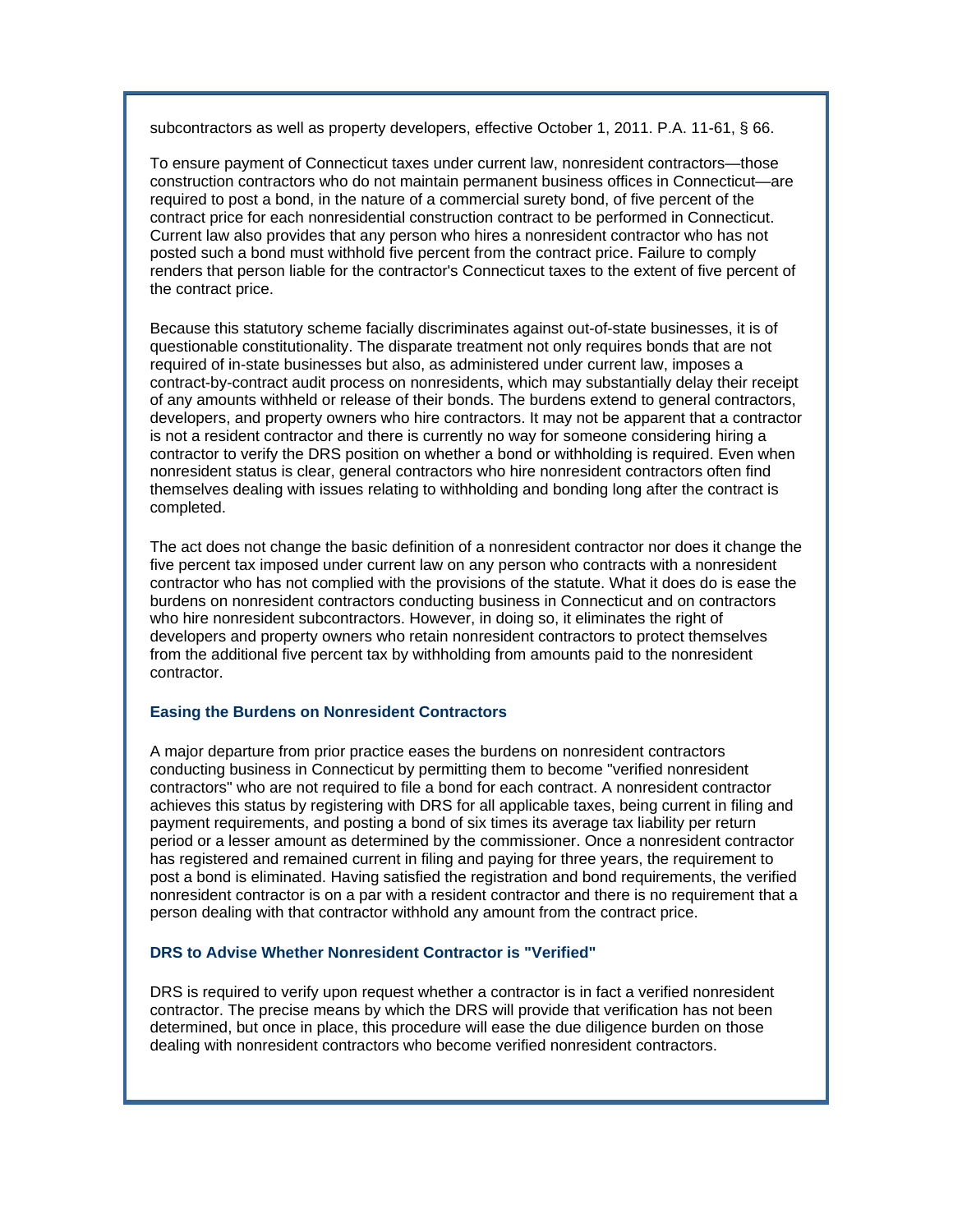subcontractors as well as property developers, effective October 1, 2011. P.A. 11-61, § 66.

To ensure payment of Connecticut taxes under current law, nonresident contractors—those construction contractors who do not maintain permanent business offices in Connecticut—are required to post a bond, in the nature of a commercial surety bond, of five percent of the contract price for each nonresidential construction contract to be performed in Connecticut. Current law also provides that any person who hires a nonresident contractor who has not posted such a bond must withhold five percent from the contract price. Failure to comply renders that person liable for the contractor's Connecticut taxes to the extent of five percent of the contract price.

Because this statutory scheme facially discriminates against out-of-state businesses, it is of questionable constitutionality. The disparate treatment not only requires bonds that are not required of in-state businesses but also, as administered under current law, imposes a contract-by-contract audit process on nonresidents, which may substantially delay their receipt of any amounts withheld or release of their bonds. The burdens extend to general contractors, developers, and property owners who hire contractors. It may not be apparent that a contractor is not a resident contractor and there is currently no way for someone considering hiring a contractor to verify the DRS position on whether a bond or withholding is required. Even when nonresident status is clear, general contractors who hire nonresident contractors often find themselves dealing with issues relating to withholding and bonding long after the contract is completed.

The act does not change the basic definition of a nonresident contractor nor does it change the five percent tax imposed under current law on any person who contracts with a nonresident contractor who has not complied with the provisions of the statute. What it does do is ease the burdens on nonresident contractors conducting business in Connecticut and on contractors who hire nonresident subcontractors. However, in doing so, it eliminates the right of developers and property owners who retain nonresident contractors to protect themselves from the additional five percent tax by withholding from amounts paid to the nonresident contractor.

### Easing the Burdens on Nonresident Contractors

A major departure from prior practice eases the burdens on nonresident contractors conducting business in Connecticut by permitting them to become "verified nonresident contractors" who are not required to file a bond for each contract. A nonresident contractor achieves this status by registering with DRS for all applicable taxes, being current in filing and payment requirements, and posting a bond of six times its average tax liability per return period or a lesser amount as determined by the commissioner. Once a nonresident contractor has registered and remained current in filing and paying for three years, the requirement to post a bond is eliminated. Having satisfied the registration and bond requirements, the verified nonresident contractor is on a par with a resident contractor and there is no requirement that a person dealing with that contractor withhold any amount from the contract price.

### DRS to Advise Whether Nonresident Contractor is "Verified"

DRS is required to verify upon request whether a contractor is in fact a verified nonresident contractor. The precise means by which the DRS will provide that verification has not been determined, but once in place, this procedure will ease the due diligence burden on those dealing with nonresident contractors who become verified nonresident contractors.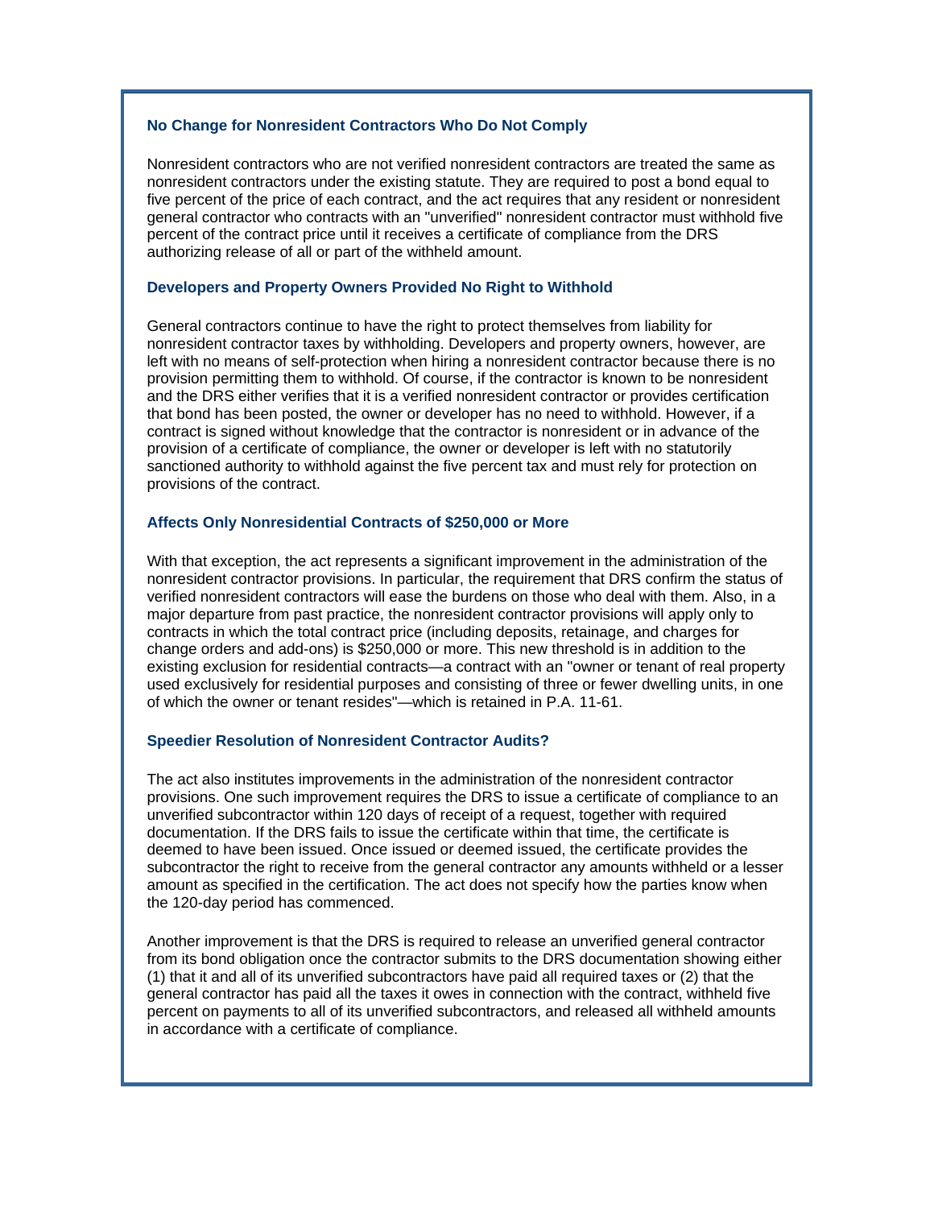### No Change for Nonresident Contractors Who Do Not Comply

Nonresident contractors who are not verified nonresident contractors are treated the same as nonresident contractors under the existing statute. They are required to post a bond equal to five percent of the price of each contract, and the act requires that any resident or nonresident general contractor who contracts with an "unverified" nonresident contractor must withhold five percent of the contract price until it receives a certificate of compliance from the DRS authorizing release of all or part of the withheld amount.

### Developers and Property Owners Provided No Right to Withhold

General contractors continue to have the right to protect themselves from liability for nonresident contractor taxes by withholding. Developers and property owners, however, are left with no means of self-protection when hiring a nonresident contractor because there is no provision permitting them to withhold. Of course, if the contractor is known to be nonresident and the DRS either verifies that it is a verified nonresident contractor or provides certification that bond has been posted, the owner or developer has no need to withhold. However, if a contract is signed without knowledge that the contractor is nonresident or in advance of the provision of a certificate of compliance, the owner or developer is left with no statutorily sanctioned authority to withhold against the five percent tax and must rely for protection on provisions of the contract.

### Affects Only Nonresidential Contracts of $250,000 or More

With that exception, the act represents a significant improvement in the administration of the nonresident contractor provisions. In particular, the requirement that DRS confirm the status of verified nonresident contractors will ease the burdens on those who deal with them. Also, in a major departure from past practice, the nonresident contractor provisions will apply only to contracts in which the total contract price (including deposits, retainage, and charges for change orders and add-ons) is $250,000 or more. This new threshold is in addition to the existing exclusion for residential contracts—a contract with an "owner or tenant of real property used exclusively for residential purposes and consisting of three or fewer dwelling units, in one of which the owner or tenant resides"—which is retained in P.A. 11-61.

### Speedier Resolution of Nonresident Contractor Audits?

The act also institutes improvements in the administration of the nonresident contractor provisions. One such improvement requires the DRS to issue a certificate of compliance to an unverified subcontractor within 120 days of receipt of a request, together with required documentation. If the DRS fails to issue the certificate within that time, the certificate is deemed to have been issued. Once issued or deemed issued, the certificate provides the subcontractor the right to receive from the general contractor any amounts withheld or a lesser amount as specified in the certification. The act does not specify how the parties know when the 120-day period has commenced.

Another improvement is that the DRS is required to release an unverified general contractor from its bond obligation once the contractor submits to the DRS documentation showing either (1) that it and all of its unverified subcontractors have paid all required taxes or (2) that the general contractor has paid all the taxes it owes in connection with the contract, withheld five percent on payments to all of its unverified subcontractors, and released all withheld amounts in accordance with a certificate of compliance.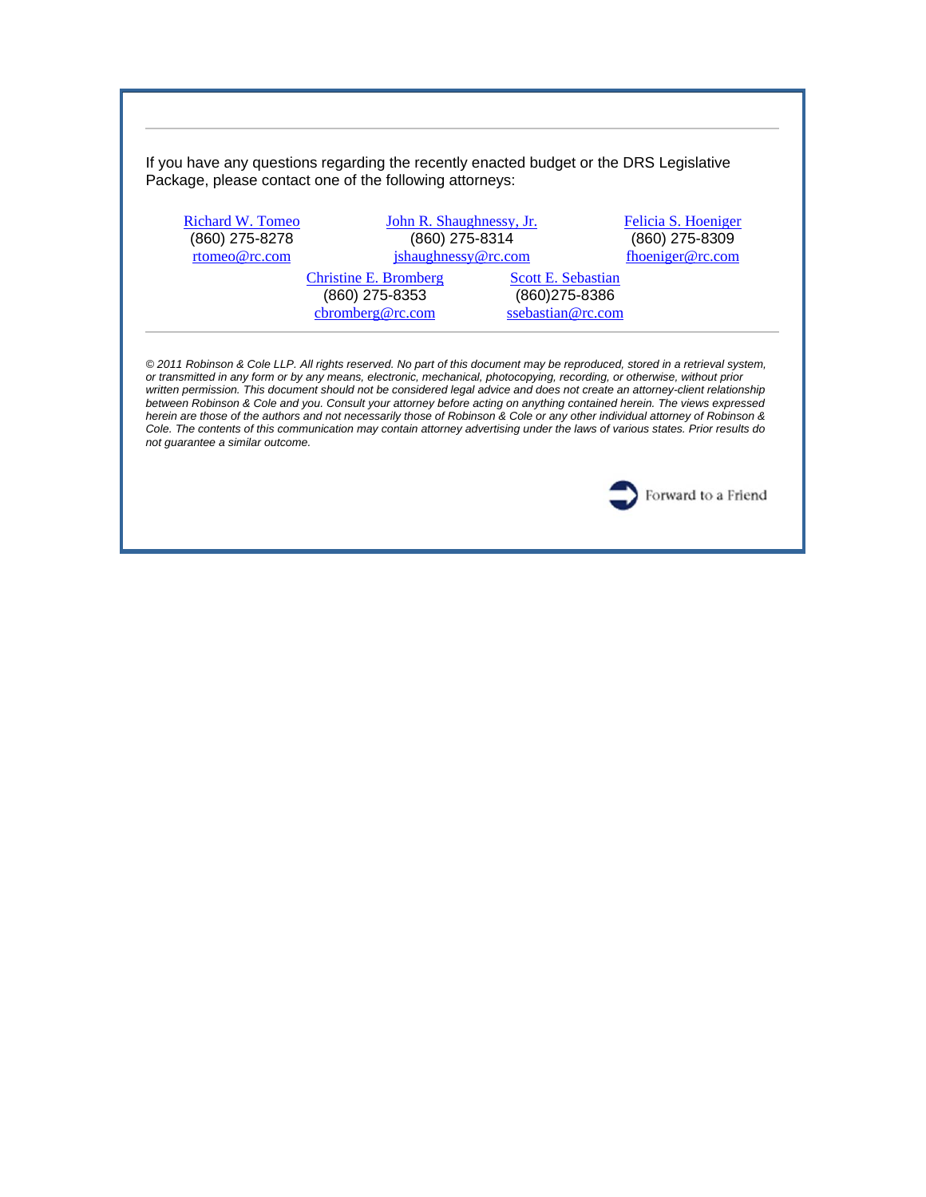---

If you have any questions regarding the recently enacted budget or the DRS Legislative Package, please contact one of the following attorneys:

Richard W. Tomeo
(860) 275-8278
rtomeo@rc.com

John R. Shaughnessy, Jr.
(860) 275-8314
jshaughnessy@rc.com

Felicia S. Hoeniger
(860) 275-8309
fhoeniger@rc.com

Christine E. Bromberg
(860) 275-8353
cbromberg@rc.com

Scott E. Sebastian
(860)275-8386
ssebastian@rc.com

---

*© 2011 Robinson & Cole LLP. All rights reserved. No part of this document may be reproduced, stored in a retrieval system, or transmitted in any form or by any means, electronic, mechanical, photocopying, recording, or otherwise, without prior written permission. This document should not be considered legal advice and does not create an attorney-client relationship between Robinson & Cole and you. Consult your attorney before acting on anything contained herein. The views expressed herein are those of the authors and not necessarily those of Robinson & Cole or any other individual attorney of Robinson & Cole. The contents of this communication may contain attorney advertising under the laws of various states. Prior results do not guarantee a similar outcome.*

Forward to a Friend